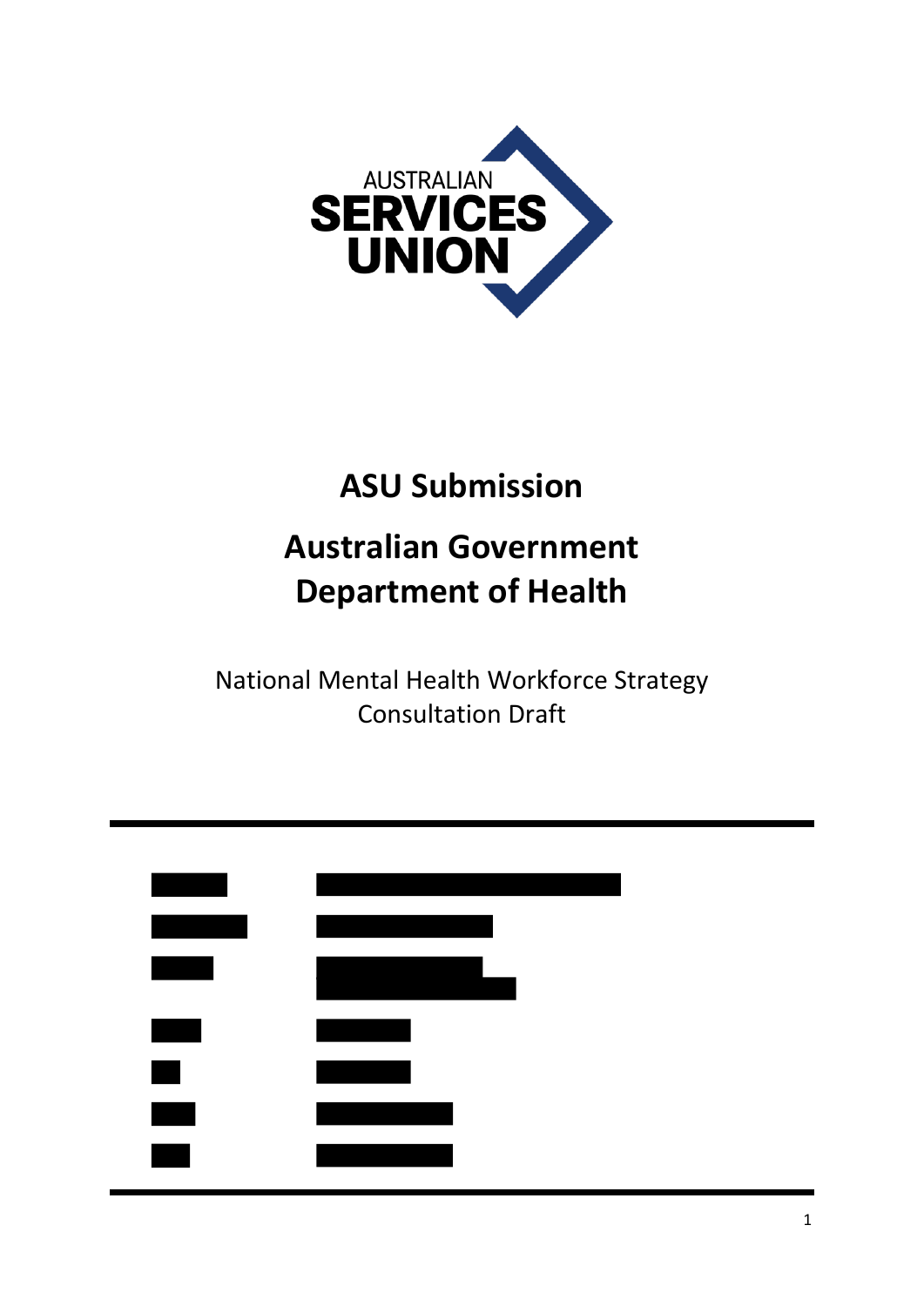AUSTRALIAN SERVICES UNION

# ASU Submission

## Australian Government Department of Health

National Mental Health Workforce Strategy
Consultation Draft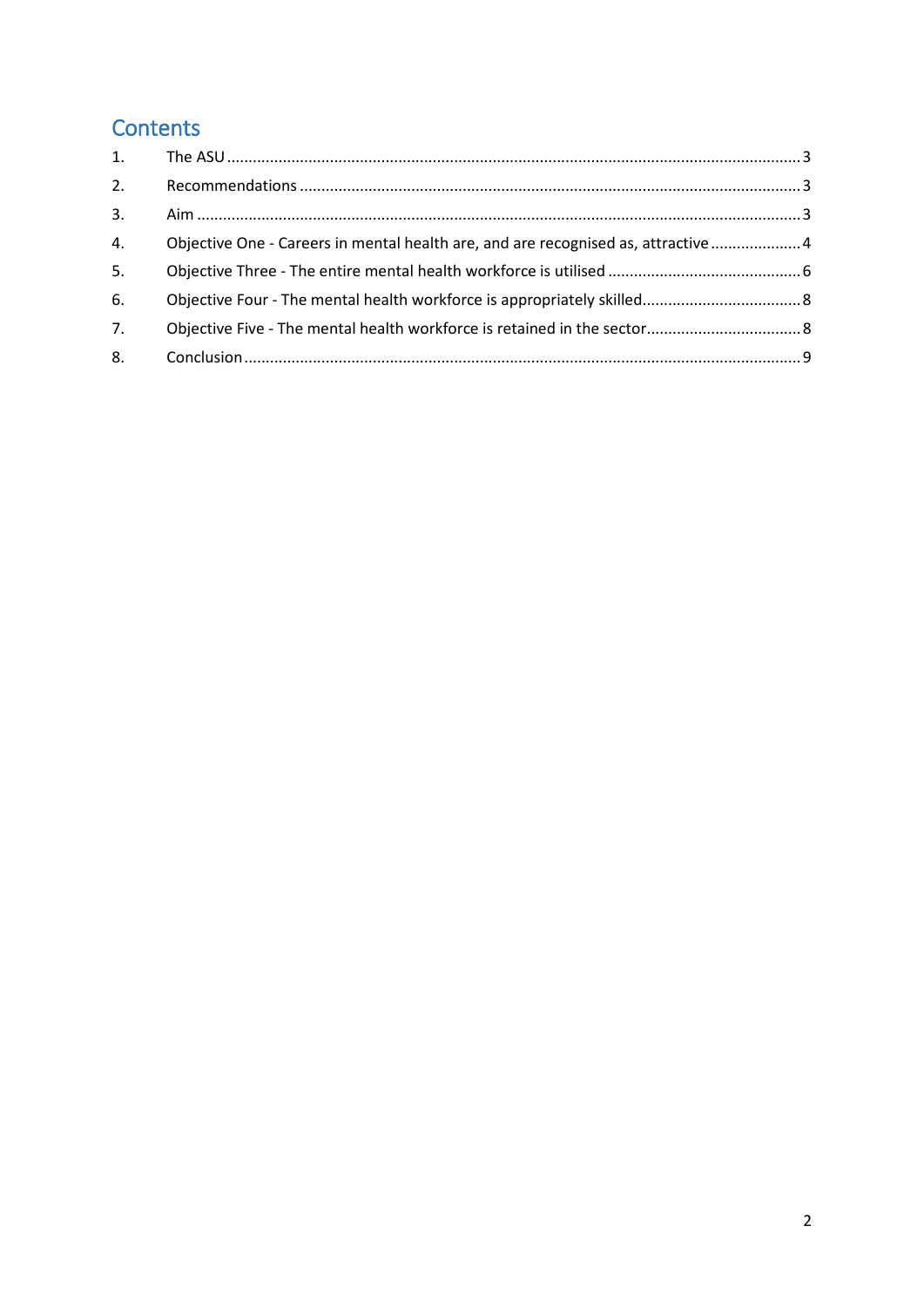# Contents

1. The ASU ..................................................................................................................................... 3
2. Recommendations ..................................................................................................................... 3
3. Aim ........................................................................................................................................... 3
4. Objective One - Careers in mental health are, and are recognised as, attractive ..................... 4
5. Objective Three - The entire mental health workforce is utilised ............................................. 6
6. Objective Four - The mental health workforce is appropriately skilled...................................... 8
7. Objective Five - The mental health workforce is retained in the sector..................................... 8
8. Conclusion ................................................................................................................................. 9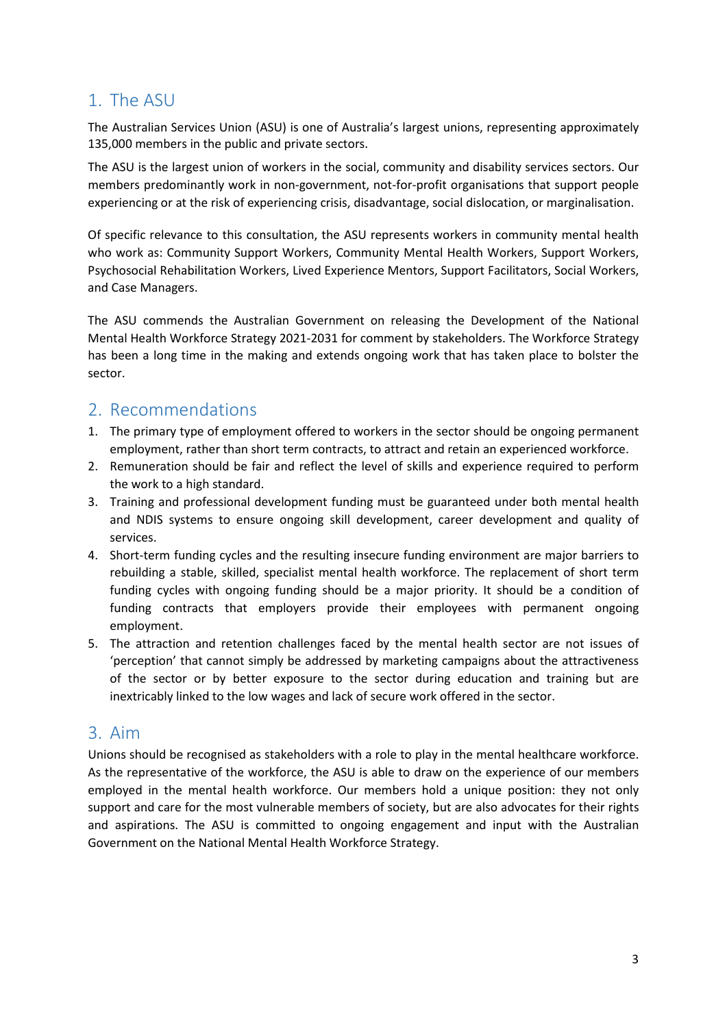## 1. The ASU

The Australian Services Union (ASU) is one of Australia's largest unions, representing approximately 135,000 members in the public and private sectors.

The ASU is the largest union of workers in the social, community and disability services sectors. Our members predominantly work in non-government, not-for-profit organisations that support people experiencing or at the risk of experiencing crisis, disadvantage, social dislocation, or marginalisation.

Of specific relevance to this consultation, the ASU represents workers in community mental health who work as: Community Support Workers, Community Mental Health Workers, Support Workers, Psychosocial Rehabilitation Workers, Lived Experience Mentors, Support Facilitators, Social Workers, and Case Managers.

The ASU commends the Australian Government on releasing the Development of the National Mental Health Workforce Strategy 2021-2031 for comment by stakeholders. The Workforce Strategy has been a long time in the making and extends ongoing work that has taken place to bolster the sector.

## 2. Recommendations

1. The primary type of employment offered to workers in the sector should be ongoing permanent employment, rather than short term contracts, to attract and retain an experienced workforce.
2. Remuneration should be fair and reflect the level of skills and experience required to perform the work to a high standard.
3. Training and professional development funding must be guaranteed under both mental health and NDIS systems to ensure ongoing skill development, career development and quality of services.
4. Short-term funding cycles and the resulting insecure funding environment are major barriers to rebuilding a stable, skilled, specialist mental health workforce. The replacement of short term funding cycles with ongoing funding should be a major priority. It should be a condition of funding contracts that employers provide their employees with permanent ongoing employment.
5. The attraction and retention challenges faced by the mental health sector are not issues of 'perception' that cannot simply be addressed by marketing campaigns about the attractiveness of the sector or by better exposure to the sector during education and training but are inextricably linked to the low wages and lack of secure work offered in the sector.

## 3. Aim

Unions should be recognised as stakeholders with a role to play in the mental healthcare workforce. As the representative of the workforce, the ASU is able to draw on the experience of our members employed in the mental health workforce. Our members hold a unique position: they not only support and care for the most vulnerable members of society, but are also advocates for their rights and aspirations. The ASU is committed to ongoing engagement and input with the Australian Government on the National Mental Health Workforce Strategy.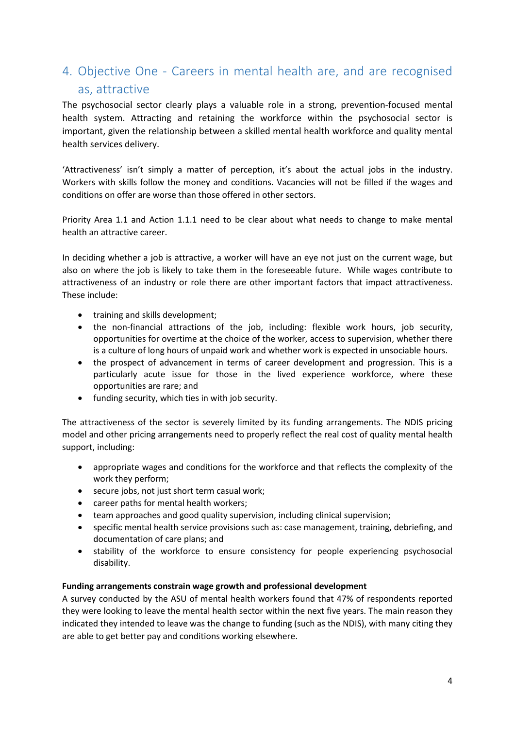## 4. Objective One - Careers in mental health are, and are recognised as, attractive

The psychosocial sector clearly plays a valuable role in a strong, prevention-focused mental health system. Attracting and retaining the workforce within the psychosocial sector is important, given the relationship between a skilled mental health workforce and quality mental health services delivery.

'Attractiveness' isn't simply a matter of perception, it's about the actual jobs in the industry. Workers with skills follow the money and conditions. Vacancies will not be filled if the wages and conditions on offer are worse than those offered in other sectors.

Priority Area 1.1 and Action 1.1.1 need to be clear about what needs to change to make mental health an attractive career.

In deciding whether a job is attractive, a worker will have an eye not just on the current wage, but also on where the job is likely to take them in the foreseeable future. While wages contribute to attractiveness of an industry or role there are other important factors that impact attractiveness. These include:

- training and skills development;
- the non-financial attractions of the job, including: flexible work hours, job security, opportunities for overtime at the choice of the worker, access to supervision, whether there is a culture of long hours of unpaid work and whether work is expected in unsociable hours.
- the prospect of advancement in terms of career development and progression. This is a particularly acute issue for those in the lived experience workforce, where these opportunities are rare; and
- funding security, which ties in with job security.

The attractiveness of the sector is severely limited by its funding arrangements. The NDIS pricing model and other pricing arrangements need to properly reflect the real cost of quality mental health support, including:

- appropriate wages and conditions for the workforce and that reflects the complexity of the work they perform;
- secure jobs, not just short term casual work;
- career paths for mental health workers;
- team approaches and good quality supervision, including clinical supervision;
- specific mental health service provisions such as: case management, training, debriefing, and documentation of care plans; and
- stability of the workforce to ensure consistency for people experiencing psychosocial disability.

**Funding arrangements constrain wage growth and professional development**

A survey conducted by the ASU of mental health workers found that 47% of respondents reported they were looking to leave the mental health sector within the next five years. The main reason they indicated they intended to leave was the change to funding (such as the NDIS), with many citing they are able to get better pay and conditions working elsewhere.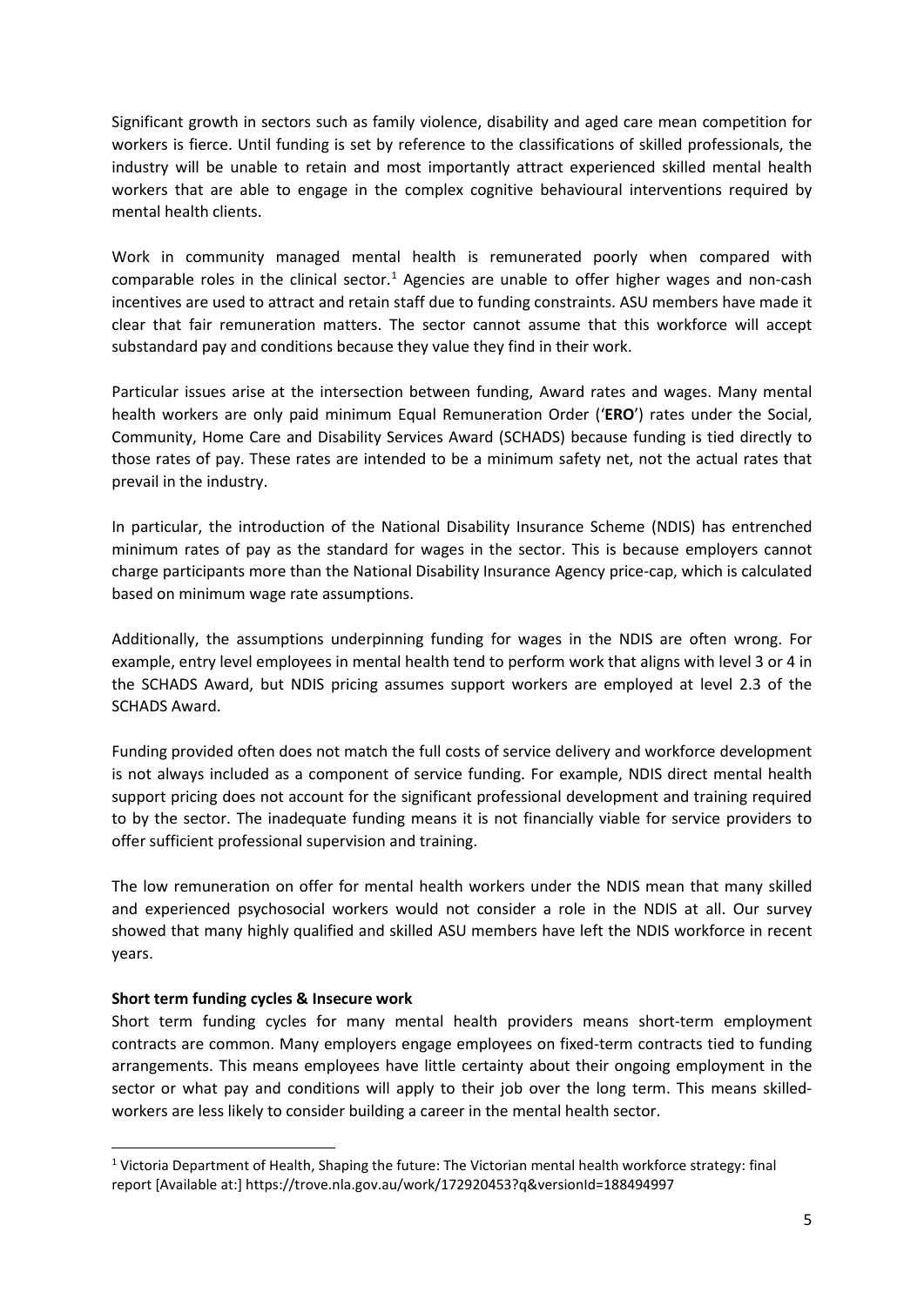Significant growth in sectors such as family violence, disability and aged care mean competition for workers is fierce. Until funding is set by reference to the classifications of skilled professionals, the industry will be unable to retain and most importantly attract experienced skilled mental health workers that are able to engage in the complex cognitive behavioural interventions required by mental health clients.

Work in community managed mental health is remunerated poorly when compared with comparable roles in the clinical sector.[1] Agencies are unable to offer higher wages and non-cash incentives are used to attract and retain staff due to funding constraints. ASU members have made it clear that fair remuneration matters. The sector cannot assume that this workforce will accept substandard pay and conditions because they value they find in their work.

Particular issues arise at the intersection between funding, Award rates and wages. Many mental health workers are only paid minimum Equal Remuneration Order ('**ERO**') rates under the Social, Community, Home Care and Disability Services Award (SCHADS) because funding is tied directly to those rates of pay. These rates are intended to be a minimum safety net, not the actual rates that prevail in the industry.

In particular, the introduction of the National Disability Insurance Scheme (NDIS) has entrenched minimum rates of pay as the standard for wages in the sector. This is because employers cannot charge participants more than the National Disability Insurance Agency price-cap, which is calculated based on minimum wage rate assumptions.

Additionally, the assumptions underpinning funding for wages in the NDIS are often wrong. For example, entry level employees in mental health tend to perform work that aligns with level 3 or 4 in the SCHADS Award, but NDIS pricing assumes support workers are employed at level 2.3 of the SCHADS Award.

Funding provided often does not match the full costs of service delivery and workforce development is not always included as a component of service funding. For example, NDIS direct mental health support pricing does not account for the significant professional development and training required to by the sector. The inadequate funding means it is not financially viable for service providers to offer sufficient professional supervision and training.

The low remuneration on offer for mental health workers under the NDIS mean that many skilled and experienced psychosocial workers would not consider a role in the NDIS at all. Our survey showed that many highly qualified and skilled ASU members have left the NDIS workforce in recent years.

**Short term funding cycles & Insecure work**

Short term funding cycles for many mental health providers means short-term employment contracts are common. Many employers engage employees on fixed-term contracts tied to funding arrangements. This means employees have little certainty about their ongoing employment in the sector or what pay and conditions will apply to their job over the long term. This means skilled-workers are less likely to consider building a career in the mental health sector.

---

[1] Victoria Department of Health, Shaping the future: The Victorian mental health workforce strategy: final report [Available at:] https://trove.nla.gov.au/work/172920453?q&versionId=188494997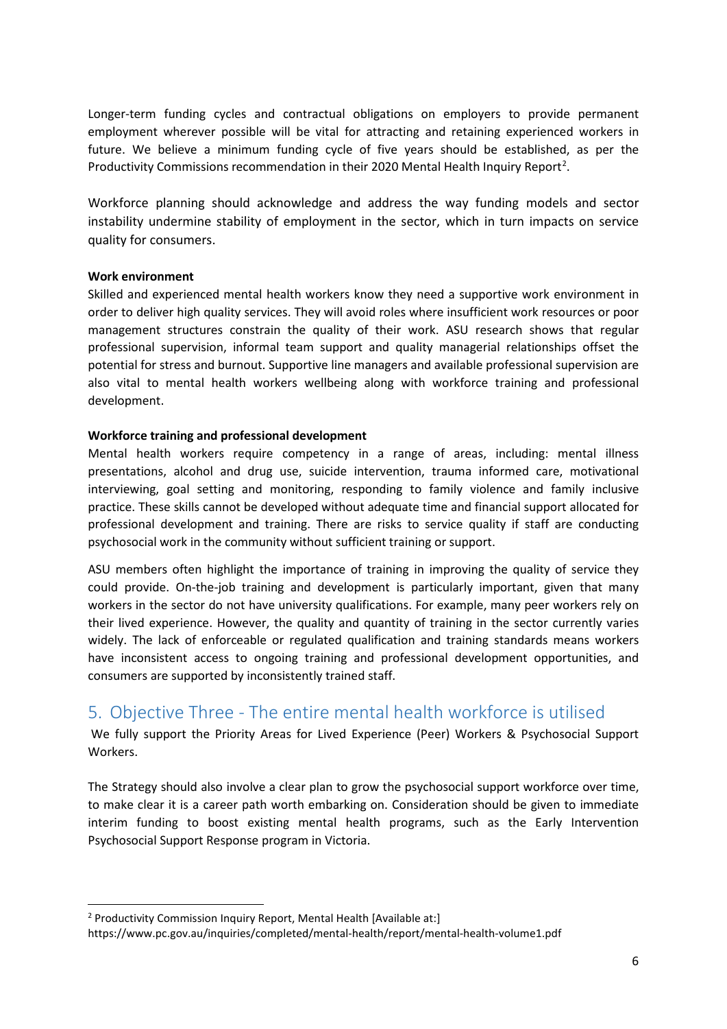Longer-term funding cycles and contractual obligations on employers to provide permanent employment wherever possible will be vital for attracting and retaining experienced workers in future. We believe a minimum funding cycle of five years should be established, as per the Productivity Commissions recommendation in their 2020 Mental Health Inquiry Report[2].

Workforce planning should acknowledge and address the way funding models and sector instability undermine stability of employment in the sector, which in turn impacts on service quality for consumers.

**Work environment**

Skilled and experienced mental health workers know they need a supportive work environment in order to deliver high quality services. They will avoid roles where insufficient work resources or poor management structures constrain the quality of their work. ASU research shows that regular professional supervision, informal team support and quality managerial relationships offset the potential for stress and burnout. Supportive line managers and available professional supervision are also vital to mental health workers wellbeing along with workforce training and professional development.

**Workforce training and professional development**

Mental health workers require competency in a range of areas, including: mental illness presentations, alcohol and drug use, suicide intervention, trauma informed care, motivational interviewing, goal setting and monitoring, responding to family violence and family inclusive practice. These skills cannot be developed without adequate time and financial support allocated for professional development and training. There are risks to service quality if staff are conducting psychosocial work in the community without sufficient training or support.

ASU members often highlight the importance of training in improving the quality of service they could provide. On-the-job training and development is particularly important, given that many workers in the sector do not have university qualifications. For example, many peer workers rely on their lived experience. However, the quality and quantity of training in the sector currently varies widely. The lack of enforceable or regulated qualification and training standards means workers have inconsistent access to ongoing training and professional development opportunities, and consumers are supported by inconsistently trained staff.

## 5. Objective Three - The entire mental health workforce is utilised

We fully support the Priority Areas for Lived Experience (Peer) Workers & Psychosocial Support Workers.

The Strategy should also involve a clear plan to grow the psychosocial support workforce over time, to make clear it is a career path worth embarking on. Consideration should be given to immediate interim funding to boost existing mental health programs, such as the Early Intervention Psychosocial Support Response program in Victoria.

---

[2] Productivity Commission Inquiry Report, Mental Health [Available at:] https://www.pc.gov.au/inquiries/completed/mental-health/report/mental-health-volume1.pdf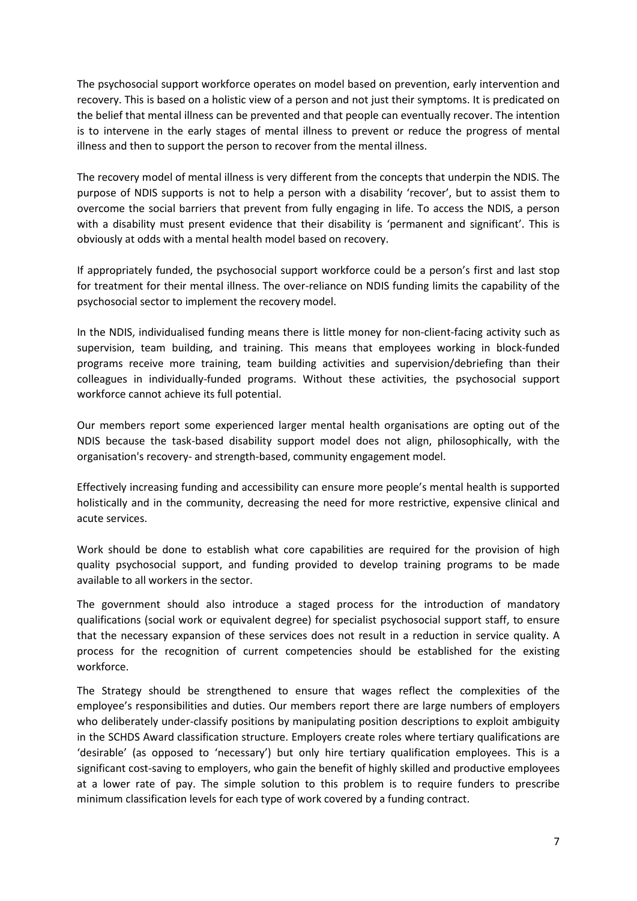The psychosocial support workforce operates on model based on prevention, early intervention and recovery. This is based on a holistic view of a person and not just their symptoms. It is predicated on the belief that mental illness can be prevented and that people can eventually recover. The intention is to intervene in the early stages of mental illness to prevent or reduce the progress of mental illness and then to support the person to recover from the mental illness.

The recovery model of mental illness is very different from the concepts that underpin the NDIS. The purpose of NDIS supports is not to help a person with a disability 'recover', but to assist them to overcome the social barriers that prevent from fully engaging in life. To access the NDIS, a person with a disability must present evidence that their disability is 'permanent and significant'. This is obviously at odds with a mental health model based on recovery.

If appropriately funded, the psychosocial support workforce could be a person's first and last stop for treatment for their mental illness. The over-reliance on NDIS funding limits the capability of the psychosocial sector to implement the recovery model.

In the NDIS, individualised funding means there is little money for non-client-facing activity such as supervision, team building, and training. This means that employees working in block-funded programs receive more training, team building activities and supervision/debriefing than their colleagues in individually-funded programs. Without these activities, the psychosocial support workforce cannot achieve its full potential.

Our members report some experienced larger mental health organisations are opting out of the NDIS because the task-based disability support model does not align, philosophically, with the organisation's recovery- and strength-based, community engagement model.

Effectively increasing funding and accessibility can ensure more people's mental health is supported holistically and in the community, decreasing the need for more restrictive, expensive clinical and acute services.

Work should be done to establish what core capabilities are required for the provision of high quality psychosocial support, and funding provided to develop training programs to be made available to all workers in the sector.

The government should also introduce a staged process for the introduction of mandatory qualifications (social work or equivalent degree) for specialist psychosocial support staff, to ensure that the necessary expansion of these services does not result in a reduction in service quality. A process for the recognition of current competencies should be established for the existing workforce.

The Strategy should be strengthened to ensure that wages reflect the complexities of the employee's responsibilities and duties. Our members report there are large numbers of employers who deliberately under-classify positions by manipulating position descriptions to exploit ambiguity in the SCHDS Award classification structure. Employers create roles where tertiary qualifications are 'desirable' (as opposed to 'necessary') but only hire tertiary qualification employees. This is a significant cost-saving to employers, who gain the benefit of highly skilled and productive employees at a lower rate of pay. The simple solution to this problem is to require funders to prescribe minimum classification levels for each type of work covered by a funding contract.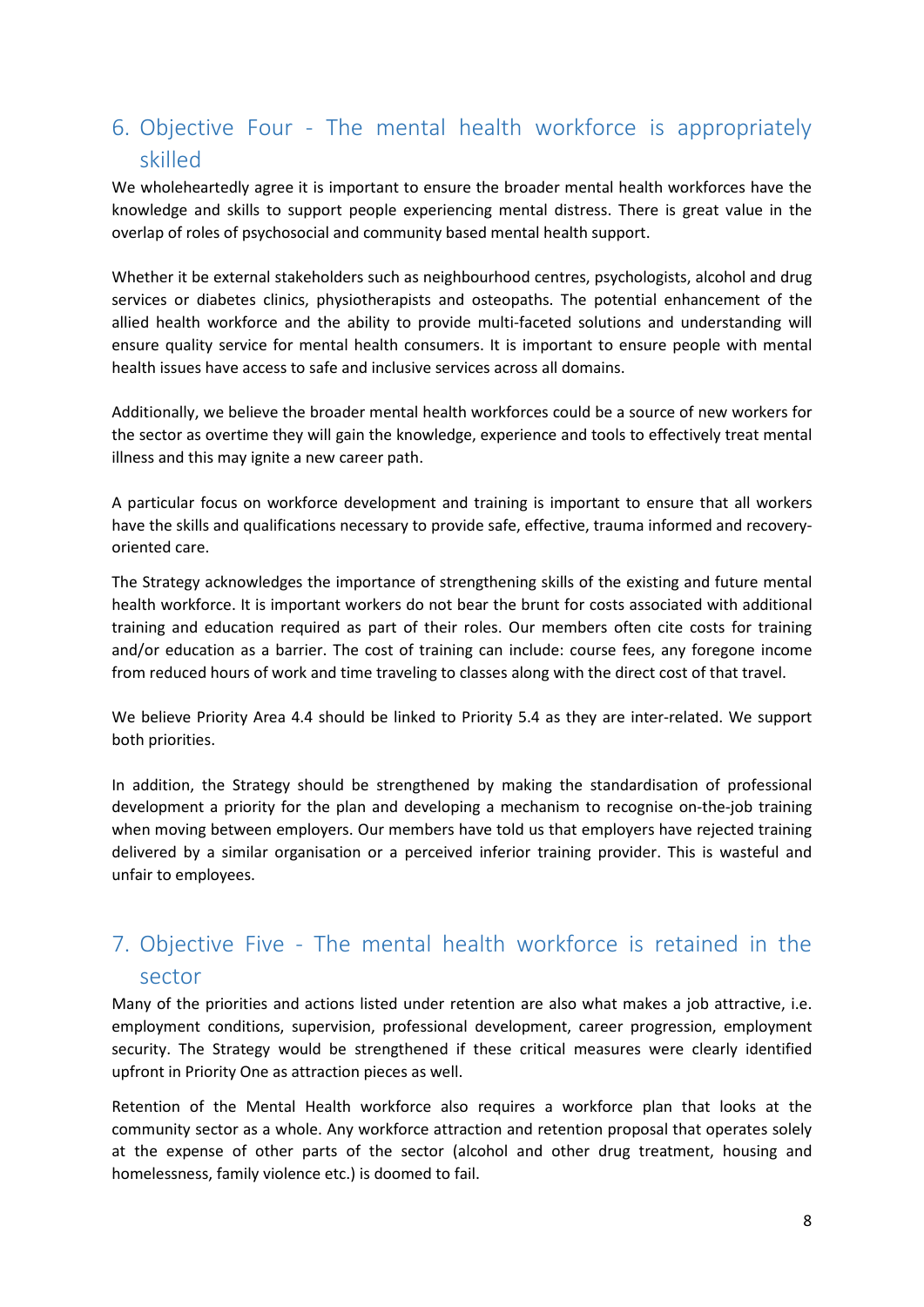## 6. Objective Four - The mental health workforce is appropriately skilled

We wholeheartedly agree it is important to ensure the broader mental health workforces have the knowledge and skills to support people experiencing mental distress. There is great value in the overlap of roles of psychosocial and community based mental health support.

Whether it be external stakeholders such as neighbourhood centres, psychologists, alcohol and drug services or diabetes clinics, physiotherapists and osteopaths. The potential enhancement of the allied health workforce and the ability to provide multi-faceted solutions and understanding will ensure quality service for mental health consumers. It is important to ensure people with mental health issues have access to safe and inclusive services across all domains.

Additionally, we believe the broader mental health workforces could be a source of new workers for the sector as overtime they will gain the knowledge, experience and tools to effectively treat mental illness and this may ignite a new career path.

A particular focus on workforce development and training is important to ensure that all workers have the skills and qualifications necessary to provide safe, effective, trauma informed and recovery-oriented care.

The Strategy acknowledges the importance of strengthening skills of the existing and future mental health workforce. It is important workers do not bear the brunt for costs associated with additional training and education required as part of their roles. Our members often cite costs for training and/or education as a barrier. The cost of training can include: course fees, any foregone income from reduced hours of work and time traveling to classes along with the direct cost of that travel.

We believe Priority Area 4.4 should be linked to Priority 5.4 as they are inter-related. We support both priorities.

In addition, the Strategy should be strengthened by making the standardisation of professional development a priority for the plan and developing a mechanism to recognise on-the-job training when moving between employers. Our members have told us that employers have rejected training delivered by a similar organisation or a perceived inferior training provider. This is wasteful and unfair to employees.

## 7. Objective Five - The mental health workforce is retained in the sector

Many of the priorities and actions listed under retention are also what makes a job attractive, i.e. employment conditions, supervision, professional development, career progression, employment security. The Strategy would be strengthened if these critical measures were clearly identified upfront in Priority One as attraction pieces as well.

Retention of the Mental Health workforce also requires a workforce plan that looks at the community sector as a whole. Any workforce attraction and retention proposal that operates solely at the expense of other parts of the sector (alcohol and other drug treatment, housing and homelessness, family violence etc.) is doomed to fail.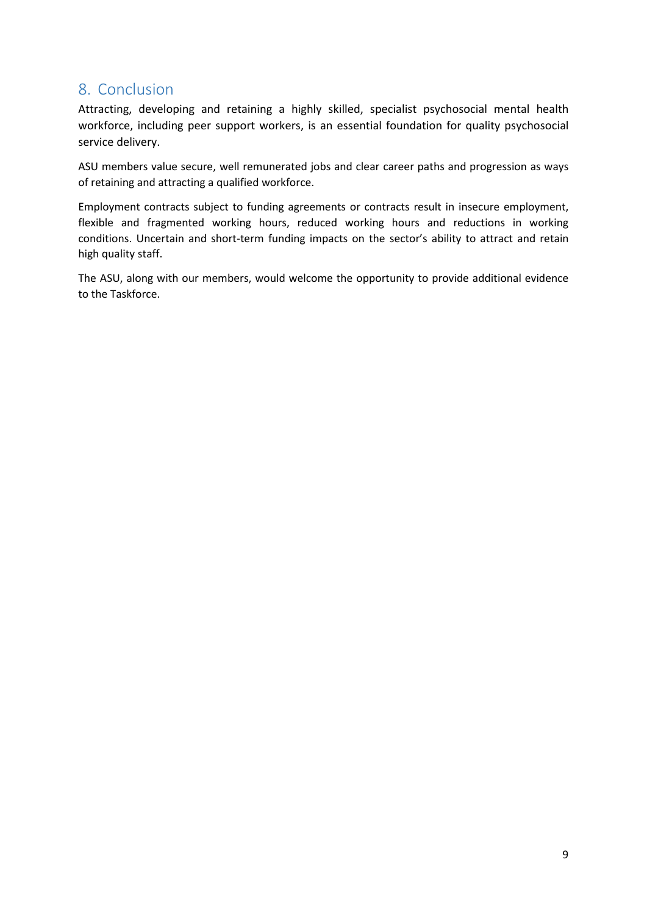## 8. Conclusion

Attracting, developing and retaining a highly skilled, specialist psychosocial mental health workforce, including peer support workers, is an essential foundation for quality psychosocial service delivery.

ASU members value secure, well remunerated jobs and clear career paths and progression as ways of retaining and attracting a qualified workforce.

Employment contracts subject to funding agreements or contracts result in insecure employment, flexible and fragmented working hours, reduced working hours and reductions in working conditions. Uncertain and short-term funding impacts on the sector's ability to attract and retain high quality staff.

The ASU, along with our members, would welcome the opportunity to provide additional evidence to the Taskforce.